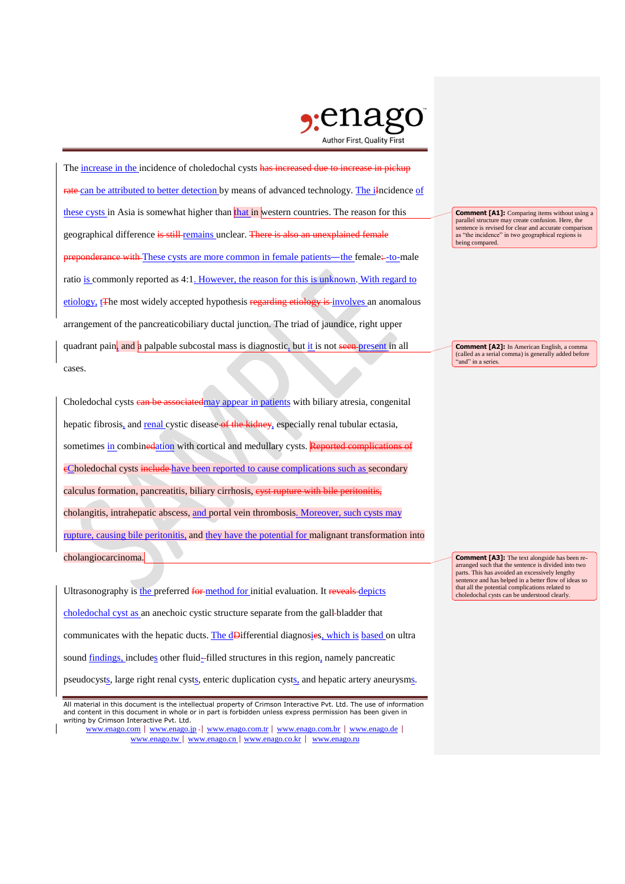The increase in the incidence of choledochal cysts ~~has increased due to increase in pickup rate~~ can be attributed to better detection by means of advanced technology. The i~~I~~ncidence of these cysts in Asia is somewhat higher than that in western countries. The reason for this geographical difference ~~is still~~ remains unclear. ~~There is also an unexplained female preponderance with~~ These cysts are more common in female patients—the female~~:~~-to-male ratio is commonly reported as 4:1. However, the reason for this is unknown. With regard to etiology, t~~T~~he most widely accepted hypothesis ~~regarding etiology is~~ involves an anomalous arrangement of the pancreaticobiliary ductal junction. The triad of jaundice, right upper quadrant pain, and a palpable subcostal mass is diagnostic, but it is not ~~seen~~ present in all cases.

Choledochal cysts ~~can be associated~~may appear in patients with biliary atresia, congenital hepatic fibrosis, and renal cystic disease ~~of the kidney~~, especially renal tubular ectasia, sometimes in combin~~ed~~ation with cortical and medullary cysts. ~~Reported complications of c~~Choledochal cysts ~~include~~ have been reported to cause complications such as secondary calculus formation, pancreatitis, biliary cirrhosis, ~~cyst rupture with bile peritonitis,~~ cholangitis, intrahepatic abscess, and portal vein thrombosis. Moreover, such cysts may rupture, causing bile peritonitis, and they have the potential for malignant transformation into cholangiocarcinoma.

Ultrasonography is the preferred ~~for~~ method for initial evaluation. It ~~reveals~~ depicts choledochal cyst as an anechoic cystic structure separate from the gall-bladder that communicates with the hepatic ducts. The d~~D~~ifferential diagnosi~~e~~s, which is based on ultra sound findings, includes other fluid~~-~~-filled structures in this region, namely pancreatic pseudocysts, large right renal cysts, enteric duplication cysts, and hepatic artery aneurysms.

> **Comment [A1]:** Comparing items without using a parallel structure may create confusion. Here, the sentence is revised for clear and accurate comparison as "the incidence" in two geographical regions is being compared.

> **Comment [A2]:** In American English, a comma (called as a serial comma) is generally added before "and" in a series.

> **Comment [A3]:** The text alongside has been re-arranged such that the sentence is divided into two parts. This has avoided an excessively lengthy sentence and has helped in a better flow of ideas so that all the potential complications related to choledochal cysts can be understood clearly.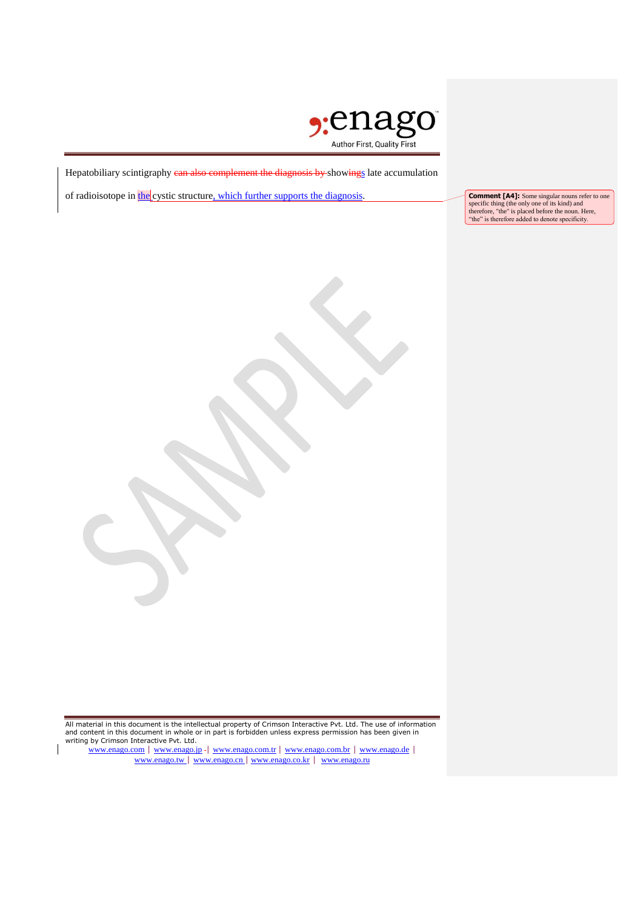Hepatobiliary scintigraphy ~~can also complement the diagnosis by~~ showing~~ings~~ late accumulation of radioisotope in the cystic structure, which further supports the diagnosis.

**Comment [A4]:** Some singular nouns refer to one specific thing (the only one of its kind) and therefore, "the" is placed before the noun. Here, "the" is therefore added to denote specificity.

SAMPLE